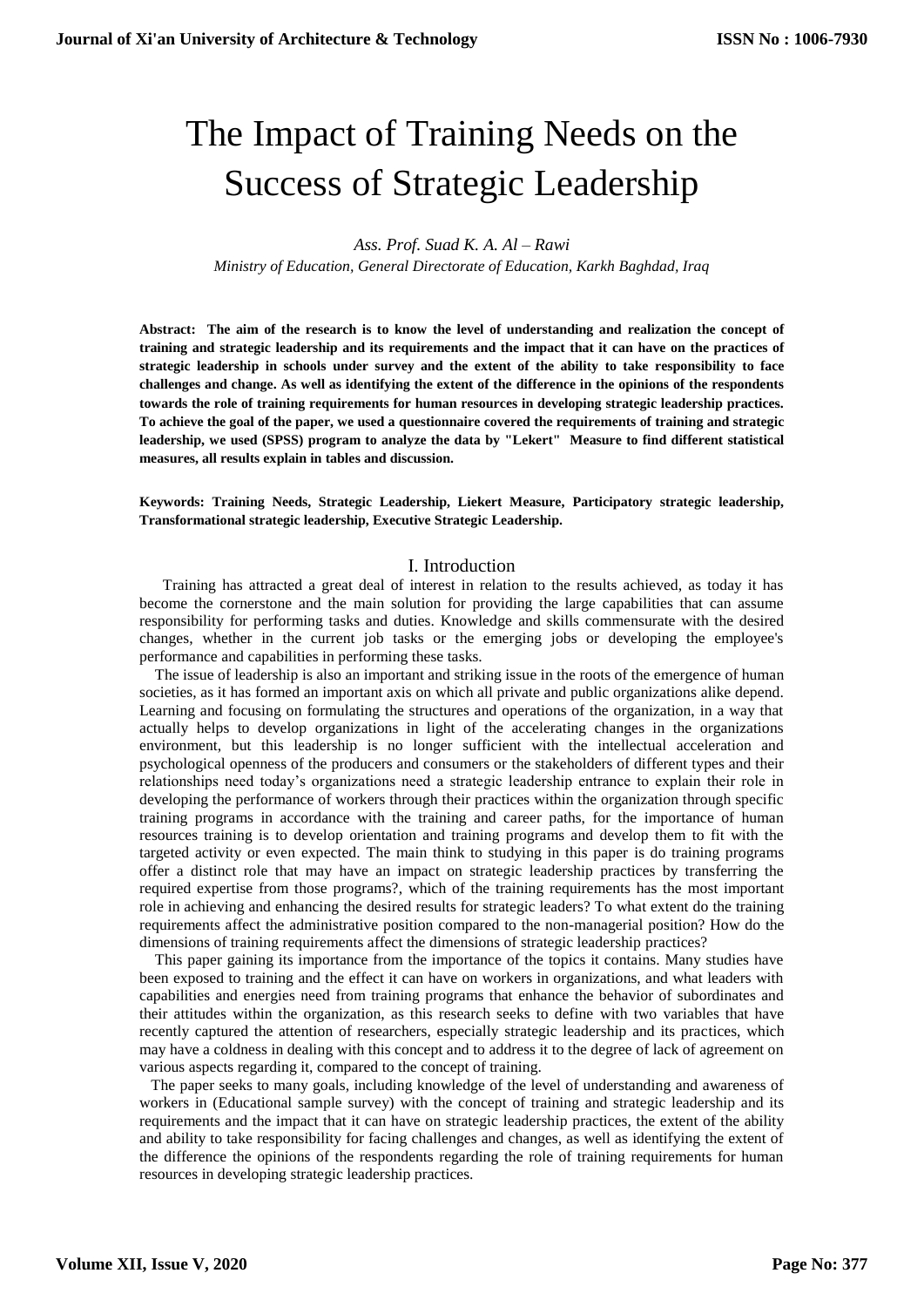# The Impact of Training Needs on the Success of Strategic Leadership

*Ass. Prof. Suad K. A. Al – Rawi*

*Ministry of Education, General Directorate of Education, Karkh Baghdad, Iraq*

**Abstract: The aim of the research is to know the level of understanding and realization the concept of training and strategic leadership and its requirements and the impact that it can have on the practices of strategic leadership in schools under survey and the extent of the ability to take responsibility to face challenges and change. As well as identifying the extent of the difference in the opinions of the respondents towards the role of training requirements for human resources in developing strategic leadership practices. To achieve the goal of the paper, we used a questionnaire covered the requirements of training and strategic leadership, we used (SPSS) program to analyze the data by "Lekert" Measure to find different statistical measures, all results explain in tables and discussion.**

**Keywords: Training Needs, Strategic Leadership, Liekert Measure, Participatory strategic leadership, Transformational strategic leadership, Executive Strategic Leadership.**

## I. Introduction

Training has attracted a great deal of interest in relation to the results achieved, as today it has become the cornerstone and the main solution for providing the large capabilities that can assume responsibility for performing tasks and duties. Knowledge and skills commensurate with the desired changes, whether in the current job tasks or the emerging jobs or developing the employee's performance and capabilities in performing these tasks.

The issue of leadership is also an important and striking issue in the roots of the emergence of human societies, as it has formed an important axis on which all private and public organizations alike depend. Learning and focusing on formulating the structures and operations of the organization, in a way that actually helps to develop organizations in light of the accelerating changes in the organizations environment, but this leadership is no longer sufficient with the intellectual acceleration and psychological openness of the producers and consumers or the stakeholders of different types and their relationships need today's organizations need a strategic leadership entrance to explain their role in developing the performance of workers through their practices within the organization through specific training programs in accordance with the training and career paths, for the importance of human resources training is to develop orientation and training programs and develop them to fit with the targeted activity or even expected. The main think to studying in this paper is do training programs offer a distinct role that may have an impact on strategic leadership practices by transferring the required expertise from those programs?, which of the training requirements has the most important role in achieving and enhancing the desired results for strategic leaders? To what extent do the training requirements affect the administrative position compared to the non-managerial position? How do the dimensions of training requirements affect the dimensions of strategic leadership practices?

This paper gaining its importance from the importance of the topics it contains. Many studies have been exposed to training and the effect it can have on workers in organizations, and what leaders with capabilities and energies need from training programs that enhance the behavior of subordinates and their attitudes within the organization, as this research seeks to define with two variables that have recently captured the attention of researchers, especially strategic leadership and its practices, which may have a coldness in dealing with this concept and to address it to the degree of lack of agreement on various aspects regarding it, compared to the concept of training.

The paper seeks to many goals, including knowledge of the level of understanding and awareness of workers in (Educational sample survey) with the concept of training and strategic leadership and its requirements and the impact that it can have on strategic leadership practices, the extent of the ability and ability to take responsibility for facing challenges and changes, as well as identifying the extent of the difference the opinions of the respondents regarding the role of training requirements for human resources in developing strategic leadership practices.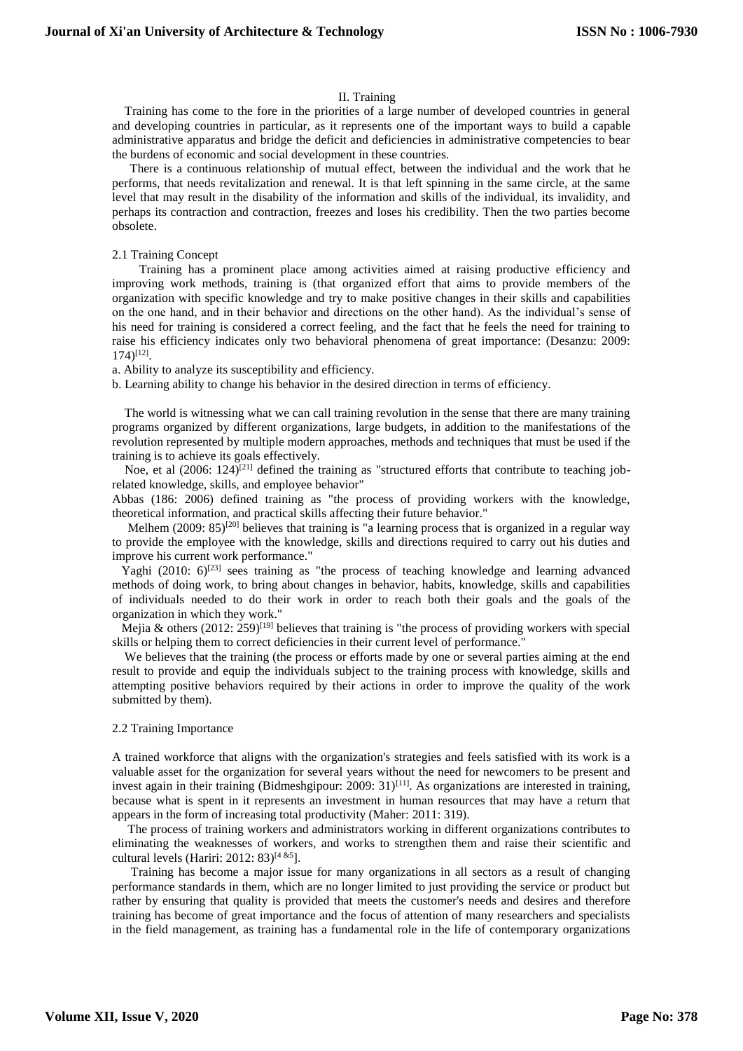## II. Training

Training has come to the fore in the priorities of a large number of developed countries in general and developing countries in particular, as it represents one of the important ways to build a capable administrative apparatus and bridge the deficit and deficiencies in administrative competencies to bear the burdens of economic and social development in these countries.

There is a continuous relationship of mutual effect, between the individual and the work that he performs, that needs revitalization and renewal. It is that left spinning in the same circle, at the same level that may result in the disability of the information and skills of the individual, its invalidity, and perhaps its contraction and contraction, freezes and loses his credibility. Then the two parties become obsolete.

### 2.1 Training Concept

Training has a prominent place among activities aimed at raising productive efficiency and improving work methods, training is (that organized effort that aims to provide members of the organization with specific knowledge and try to make positive changes in their skills and capabilities on the one hand, and in their behavior and directions on the other hand). As the individual's sense of his need for training is considered a correct feeling, and the fact that he feels the need for training to raise his efficiency indicates only two behavioral phenomena of great importance: (Desanzu: 2009: 174)[12].

a. Ability to analyze its susceptibility and efficiency.

b. Learning ability to change his behavior in the desired direction in terms of efficiency.

The world is witnessing what we can call training revolution in the sense that there are many training programs organized by different organizations, large budgets, in addition to the manifestations of the revolution represented by multiple modern approaches, methods and techniques that must be used if the training is to achieve its goals effectively.

Noe, et al (2006: 124)[21] defined the training as "structured efforts that contribute to teaching job-related knowledge, skills, and employee behavior"

Abbas (186: 2006) defined training as "the process of providing workers with the knowledge, theoretical information, and practical skills affecting their future behavior."

Melhem (2009: 85)[20] believes that training is "a learning process that is organized in a regular way to provide the employee with the knowledge, skills and directions required to carry out his duties and improve his current work performance."

Yaghi (2010: 6)[23] sees training as "the process of teaching knowledge and learning advanced methods of doing work, to bring about changes in behavior, habits, knowledge, skills and capabilities of individuals needed to do their work in order to reach both their goals and the goals of the organization in which they work."

Mejia & others (2012: 259)[19] believes that training is "the process of providing workers with special skills or helping them to correct deficiencies in their current level of performance."

We believes that the training (the process or efforts made by one or several parties aiming at the end result to provide and equip the individuals subject to the training process with knowledge, skills and attempting positive behaviors required by their actions in order to improve the quality of the work submitted by them).

### 2.2 Training Importance

A trained workforce that aligns with the organization's strategies and feels satisfied with its work is a valuable asset for the organization for several years without the need for newcomers to be present and invest again in their training (Bidmeshgipour: 2009: 31)[11]. As organizations are interested in training, because what is spent in it represents an investment in human resources that may have a return that appears in the form of increasing total productivity (Maher: 2011: 319).

The process of training workers and administrators working in different organizations contributes to eliminating the weaknesses of workers, and works to strengthen them and raise their scientific and cultural levels (Hariri: 2012: 83)[4 &5].

Training has become a major issue for many organizations in all sectors as a result of changing performance standards in them, which are no longer limited to just providing the service or product but rather by ensuring that quality is provided that meets the customer's needs and desires and therefore training has become of great importance and the focus of attention of many researchers and specialists in the field management, as training has a fundamental role in the life of contemporary organizations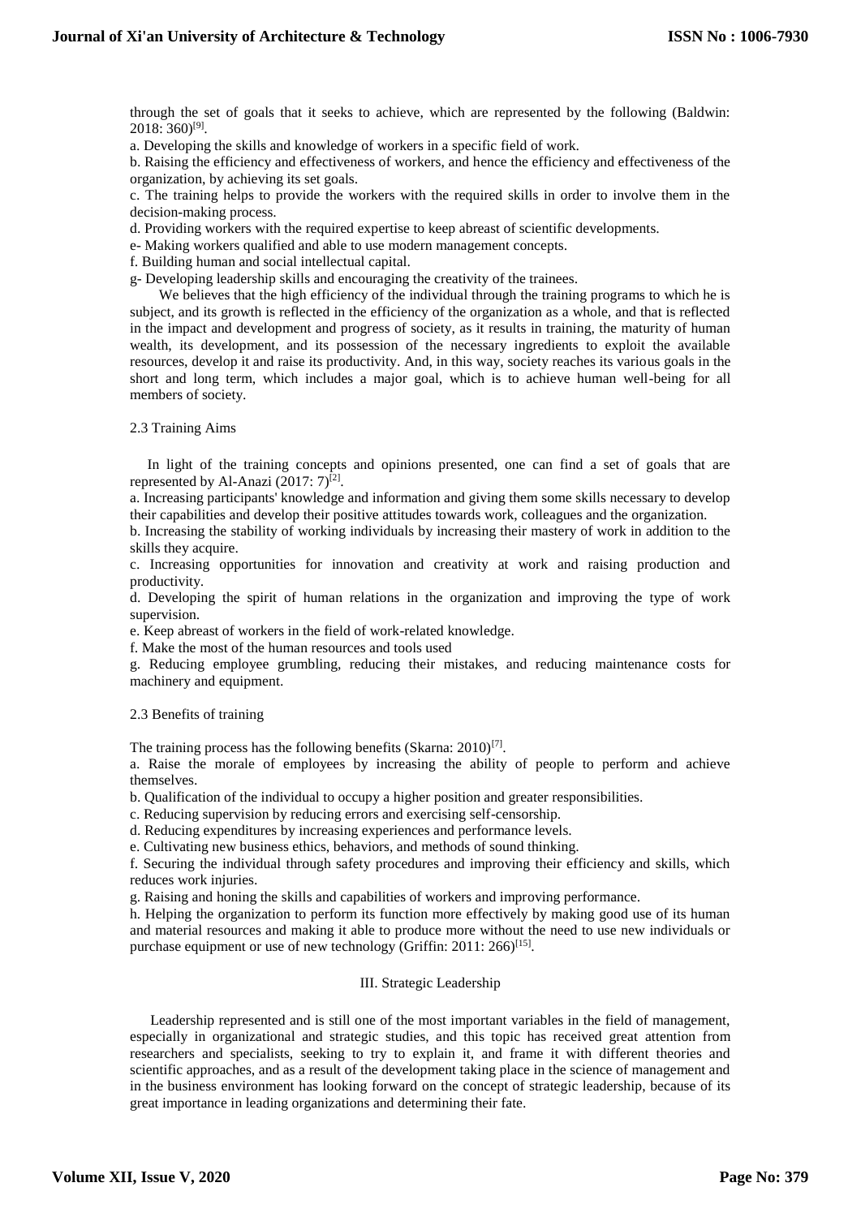through the set of goals that it seeks to achieve, which are represented by the following (Baldwin: 2018: 360)[9].

a. Developing the skills and knowledge of workers in a specific field of work.

b. Raising the efficiency and effectiveness of workers, and hence the efficiency and effectiveness of the organization, by achieving its set goals.

c. The training helps to provide the workers with the required skills in order to involve them in the decision-making process.

d. Providing workers with the required expertise to keep abreast of scientific developments.

e- Making workers qualified and able to use modern management concepts.

f. Building human and social intellectual capital.

g- Developing leadership skills and encouraging the creativity of the trainees.

We believes that the high efficiency of the individual through the training programs to which he is subject, and its growth is reflected in the efficiency of the organization as a whole, and that is reflected in the impact and development and progress of society, as it results in training, the maturity of human wealth, its development, and its possession of the necessary ingredients to exploit the available resources, develop it and raise its productivity. And, in this way, society reaches its various goals in the short and long term, which includes a major goal, which is to achieve human well-being for all members of society.

2.3 Training Aims

In light of the training concepts and opinions presented, one can find a set of goals that are represented by Al-Anazi (2017: 7)[2].

a. Increasing participants' knowledge and information and giving them some skills necessary to develop their capabilities and develop their positive attitudes towards work, colleagues and the organization.

b. Increasing the stability of working individuals by increasing their mastery of work in addition to the skills they acquire.

c. Increasing opportunities for innovation and creativity at work and raising production and productivity.

d. Developing the spirit of human relations in the organization and improving the type of work supervision.

e. Keep abreast of workers in the field of work-related knowledge.

f. Make the most of the human resources and tools used

g. Reducing employee grumbling, reducing their mistakes, and reducing maintenance costs for machinery and equipment.

2.3 Benefits of training

The training process has the following benefits (Skarna: 2010)[7].

a. Raise the morale of employees by increasing the ability of people to perform and achieve themselves.

b. Qualification of the individual to occupy a higher position and greater responsibilities.

c. Reducing supervision by reducing errors and exercising self-censorship.

d. Reducing expenditures by increasing experiences and performance levels.

e. Cultivating new business ethics, behaviors, and methods of sound thinking.

f. Securing the individual through safety procedures and improving their efficiency and skills, which reduces work injuries.

g. Raising and honing the skills and capabilities of workers and improving performance.

h. Helping the organization to perform its function more effectively by making good use of its human and material resources and making it able to produce more without the need to use new individuals or purchase equipment or use of new technology (Griffin: 2011: 266)[15].

## III. Strategic Leadership

Leadership represented and is still one of the most important variables in the field of management, especially in organizational and strategic studies, and this topic has received great attention from researchers and specialists, seeking to try to explain it, and frame it with different theories and scientific approaches, and as a result of the development taking place in the science of management and in the business environment has looking forward on the concept of strategic leadership, because of its great importance in leading organizations and determining their fate.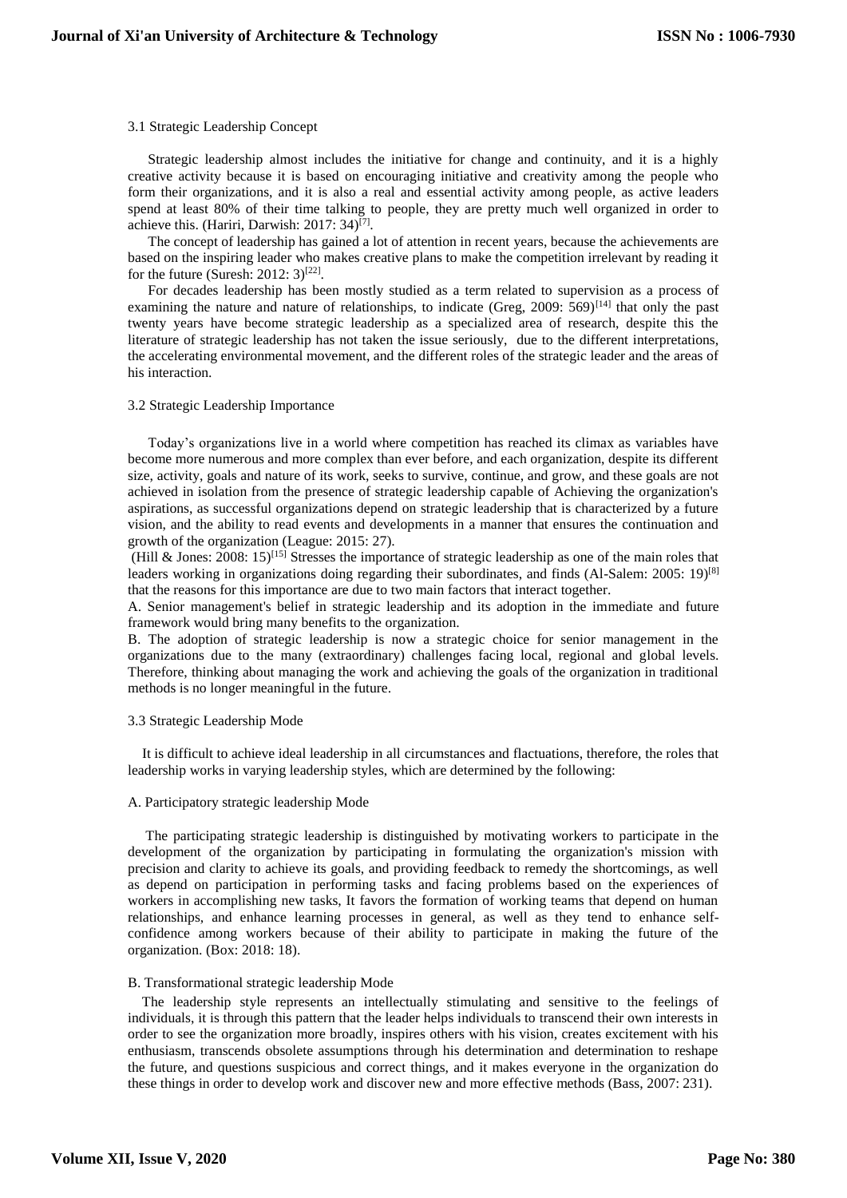### 3.1 Strategic Leadership Concept

Strategic leadership almost includes the initiative for change and continuity, and it is a highly creative activity because it is based on encouraging initiative and creativity among the people who form their organizations, and it is also a real and essential activity among people, as active leaders spend at least 80% of their time talking to people, they are pretty much well organized in order to achieve this. (Hariri, Darwish: 2017: 34)[7].

The concept of leadership has gained a lot of attention in recent years, because the achievements are based on the inspiring leader who makes creative plans to make the competition irrelevant by reading it for the future (Suresh: 2012: 3)[22].

For decades leadership has been mostly studied as a term related to supervision as a process of examining the nature and nature of relationships, to indicate (Greg, 2009: 569)[14] that only the past twenty years have become strategic leadership as a specialized area of research, despite this the literature of strategic leadership has not taken the issue seriously, due to the different interpretations, the accelerating environmental movement, and the different roles of the strategic leader and the areas of his interaction.

### 3.2 Strategic Leadership Importance

Today's organizations live in a world where competition has reached its climax as variables have become more numerous and more complex than ever before, and each organization, despite its different size, activity, goals and nature of its work, seeks to survive, continue, and grow, and these goals are not achieved in isolation from the presence of strategic leadership capable of Achieving the organization's aspirations, as successful organizations depend on strategic leadership that is characterized by a future vision, and the ability to read events and developments in a manner that ensures the continuation and growth of the organization (League: 2015: 27).

(Hill & Jones: 2008: 15)[15] Stresses the importance of strategic leadership as one of the main roles that leaders working in organizations doing regarding their subordinates, and finds (Al-Salem: 2005: 19)[8] that the reasons for this importance are due to two main factors that interact together.

A. Senior management's belief in strategic leadership and its adoption in the immediate and future framework would bring many benefits to the organization.

B. The adoption of strategic leadership is now a strategic choice for senior management in the organizations due to the many (extraordinary) challenges facing local, regional and global levels. Therefore, thinking about managing the work and achieving the goals of the organization in traditional methods is no longer meaningful in the future.

### 3.3 Strategic Leadership Mode

It is difficult to achieve ideal leadership in all circumstances and flactuations, therefore, the roles that leadership works in varying leadership styles, which are determined by the following:

#### A. Participatory strategic leadership Mode

The participating strategic leadership is distinguished by motivating workers to participate in the development of the organization by participating in formulating the organization's mission with precision and clarity to achieve its goals, and providing feedback to remedy the shortcomings, as well as depend on participation in performing tasks and facing problems based on the experiences of workers in accomplishing new tasks, It favors the formation of working teams that depend on human relationships, and enhance learning processes in general, as well as they tend to enhance self-confidence among workers because of their ability to participate in making the future of the organization. (Box: 2018: 18).

#### B. Transformational strategic leadership Mode

The leadership style represents an intellectually stimulating and sensitive to the feelings of individuals, it is through this pattern that the leader helps individuals to transcend their own interests in order to see the organization more broadly, inspires others with his vision, creates excitement with his enthusiasm, transcends obsolete assumptions through his determination and determination to reshape the future, and questions suspicious and correct things, and it makes everyone in the organization do these things in order to develop work and discover new and more effective methods (Bass, 2007: 231).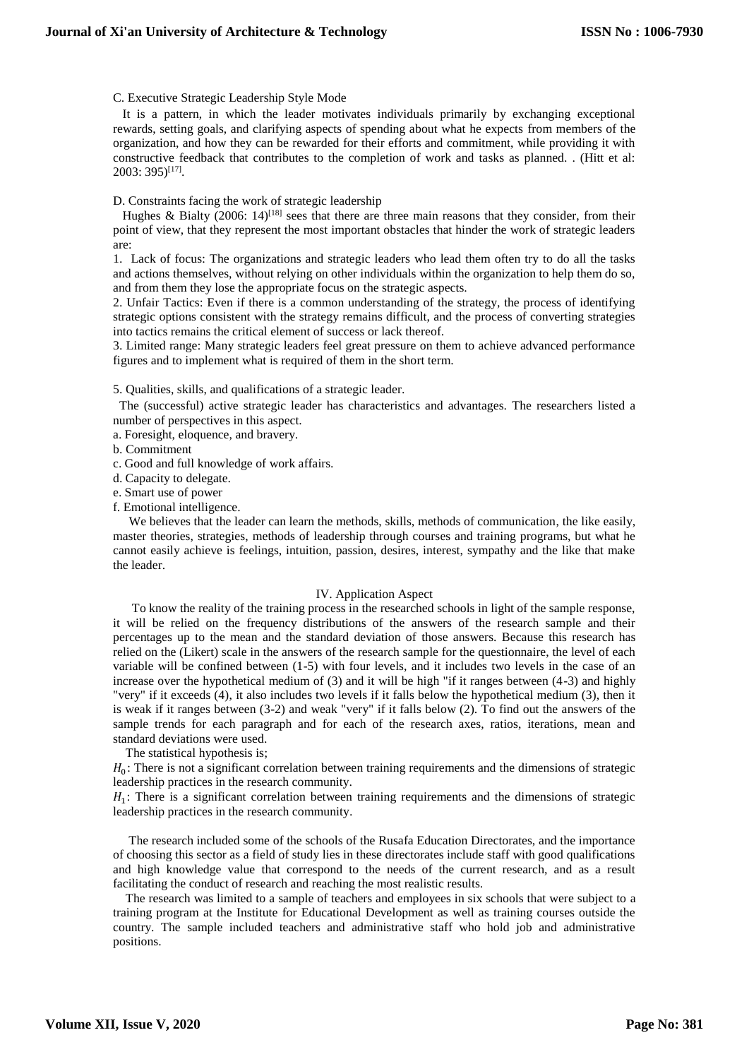C. Executive Strategic Leadership Style Mode

It is a pattern, in which the leader motivates individuals primarily by exchanging exceptional rewards, setting goals, and clarifying aspects of spending about what he expects from members of the organization, and how they can be rewarded for their efforts and commitment, while providing it with constructive feedback that contributes to the completion of work and tasks as planned. . (Hitt et al: 2003: 395)[17].

D. Constraints facing the work of strategic leadership

Hughes & Bialty (2006: 14)[18] sees that there are three main reasons that they consider, from their point of view, that they represent the most important obstacles that hinder the work of strategic leaders are:

1. Lack of focus: The organizations and strategic leaders who lead them often try to do all the tasks and actions themselves, without relying on other individuals within the organization to help them do so, and from them they lose the appropriate focus on the strategic aspects.
2. Unfair Tactics: Even if there is a common understanding of the strategy, the process of identifying strategic options consistent with the strategy remains difficult, and the process of converting strategies into tactics remains the critical element of success or lack thereof.
3. Limited range: Many strategic leaders feel great pressure on them to achieve advanced performance figures and to implement what is required of them in the short term.

5. Qualities, skills, and qualifications of a strategic leader.

The (successful) active strategic leader has characteristics and advantages. The researchers listed a number of perspectives in this aspect.

a. Foresight, eloquence, and bravery.
b. Commitment
c. Good and full knowledge of work affairs.
d. Capacity to delegate.
e. Smart use of power
f. Emotional intelligence.

We believes that the leader can learn the methods, skills, methods of communication, the like easily, master theories, strategies, methods of leadership through courses and training programs, but what he cannot easily achieve is feelings, intuition, passion, desires, interest, sympathy and the like that make the leader.

## IV. Application Aspect

To know the reality of the training process in the researched schools in light of the sample response, it will be relied on the frequency distributions of the answers of the research sample and their percentages up to the mean and the standard deviation of those answers. Because this research has relied on the (Likert) scale in the answers of the research sample for the questionnaire, the level of each variable will be confined between (1-5) with four levels, and it includes two levels in the case of an increase over the hypothetical medium of (3) and it will be high "if it ranges between (4-3) and highly "very" if it exceeds (4), it also includes two levels if it falls below the hypothetical medium (3), then it is weak if it ranges between (3-2) and weak "very" if it falls below (2). To find out the answers of the sample trends for each paragraph and for each of the research axes, ratios, iterations, mean and standard deviations were used.

The statistical hypothesis is;

$H_0$: There is not a significant correlation between training requirements and the dimensions of strategic leadership practices in the research community.

$H_1$: There is a significant correlation between training requirements and the dimensions of strategic leadership practices in the research community.

The research included some of the schools of the Rusafa Education Directorates, and the importance of choosing this sector as a field of study lies in these directorates include staff with good qualifications and high knowledge value that correspond to the needs of the current research, and as a result facilitating the conduct of research and reaching the most realistic results.

The research was limited to a sample of teachers and employees in six schools that were subject to a training program at the Institute for Educational Development as well as training courses outside the country. The sample included teachers and administrative staff who hold job and administrative positions.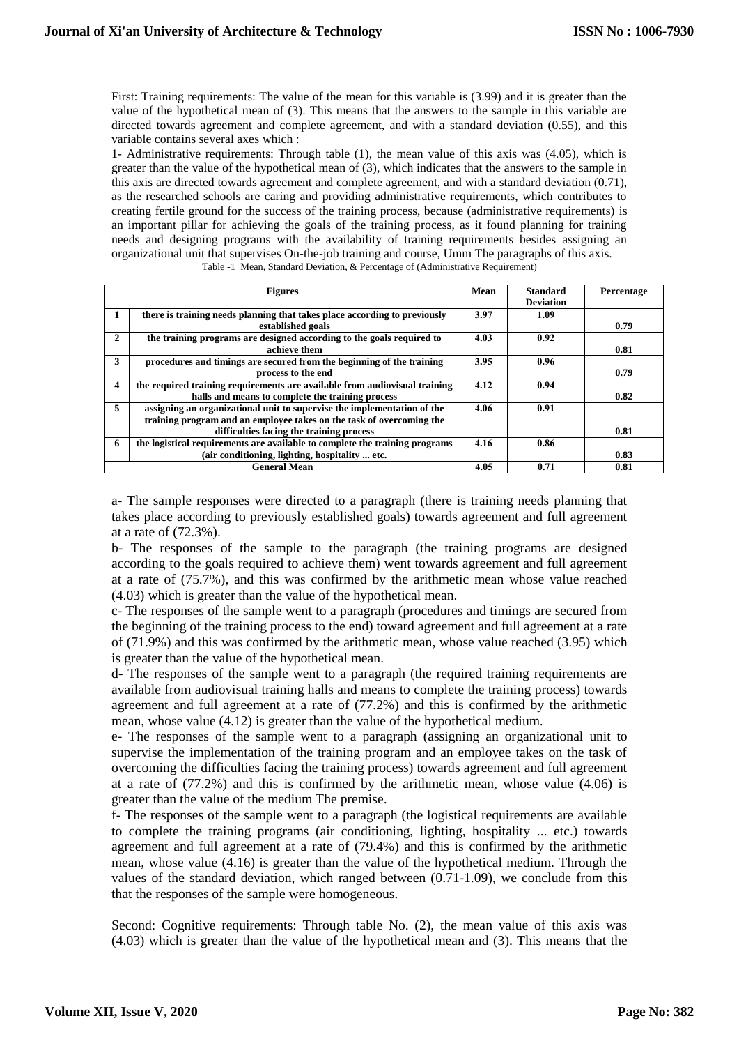First: Training requirements: The value of the mean for this variable is (3.99) and it is greater than the value of the hypothetical mean of (3). This means that the answers to the sample in this variable are directed towards agreement and complete agreement, and with a standard deviation (0.55), and this variable contains several axes which :

1- Administrative requirements: Through table (1), the mean value of this axis was (4.05), which is greater than the value of the hypothetical mean of (3), which indicates that the answers to the sample in this axis are directed towards agreement and complete agreement, and with a standard deviation (0.71), as the researched schools are caring and providing administrative requirements, which contributes to creating fertile ground for the success of the training process, because (administrative requirements) is an important pillar for achieving the goals of the training process, as it found planning for training needs and designing programs with the availability of training requirements besides assigning an organizational unit that supervises On-the-job training and course, Umm The paragraphs of this axis.

Table -1 Mean, Standard Deviation, & Percentage of (Administrative Requirement)

| | Figures | Mean | Standard Deviation | Percentage |
|---|---|---|---|---|
| 1 | there is training needs planning that takes place according to previously established goals | 3.97 | 1.09 | 0.79 |
| 2 | the training programs are designed according to the goals required to achieve them | 4.03 | 0.92 | 0.81 |
| 3 | procedures and timings are secured from the beginning of the training process to the end | 3.95 | 0.96 | 0.79 |
| 4 | the required training requirements are available from audiovisual training halls and means to complete the training process | 4.12 | 0.94 | 0.82 |
| 5 | assigning an organizational unit to supervise the implementation of the training program and an employee takes on the task of overcoming the difficulties facing the training process | 4.06 | 0.91 | 0.81 |
| 6 | the logistical requirements are available to complete the training programs (air conditioning, lighting, hospitality ... etc. | 4.16 | 0.86 | 0.83 |
| | General Mean | 4.05 | 0.71 | 0.81 |

a- The sample responses were directed to a paragraph (there is training needs planning that takes place according to previously established goals) towards agreement and full agreement at a rate of (72.3%).

b- The responses of the sample to the paragraph (the training programs are designed according to the goals required to achieve them) went towards agreement and full agreement at a rate of (75.7%), and this was confirmed by the arithmetic mean whose value reached (4.03) which is greater than the value of the hypothetical mean.

c- The responses of the sample went to a paragraph (procedures and timings are secured from the beginning of the training process to the end) toward agreement and full agreement at a rate of (71.9%) and this was confirmed by the arithmetic mean, whose value reached (3.95) which is greater than the value of the hypothetical mean.

d- The responses of the sample went to a paragraph (the required training requirements are available from audiovisual training halls and means to complete the training process) towards agreement and full agreement at a rate of (77.2%) and this is confirmed by the arithmetic mean, whose value (4.12) is greater than the value of the hypothetical medium.

e- The responses of the sample went to a paragraph (assigning an organizational unit to supervise the implementation of the training program and an employee takes on the task of overcoming the difficulties facing the training process) towards agreement and full agreement at a rate of (77.2%) and this is confirmed by the arithmetic mean, whose value (4.06) is greater than the value of the medium The premise.

f- The responses of the sample went to a paragraph (the logistical requirements are available to complete the training programs (air conditioning, lighting, hospitality ... etc.) towards agreement and full agreement at a rate of (79.4%) and this is confirmed by the arithmetic mean, whose value (4.16) is greater than the value of the hypothetical medium. Through the values of the standard deviation, which ranged between (0.71-1.09), we conclude from this that the responses of the sample were homogeneous.

Second: Cognitive requirements: Through table No. (2), the mean value of this axis was (4.03) which is greater than the value of the hypothetical mean and (3). This means that the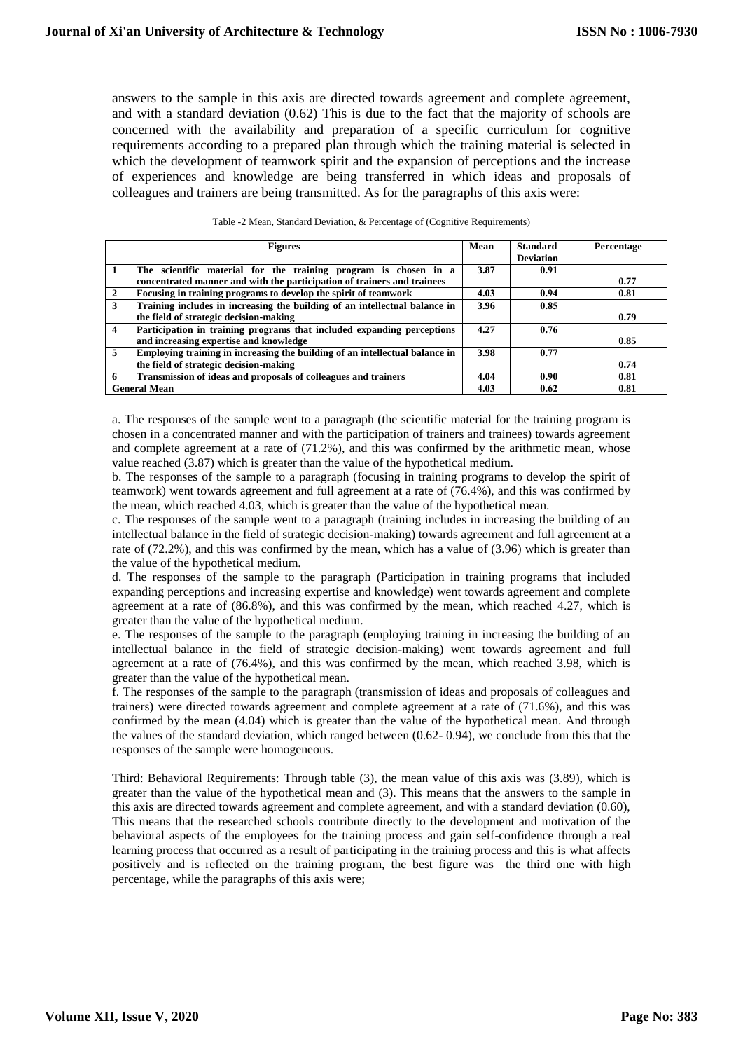answers to the sample in this axis are directed towards agreement and complete agreement, and with a standard deviation (0.62) This is due to the fact that the majority of schools are concerned with the availability and preparation of a specific curriculum for cognitive requirements according to a prepared plan through which the training material is selected in which the development of teamwork spirit and the expansion of perceptions and the increase of experiences and knowledge are being transferred in which ideas and proposals of colleagues and trainers are being transmitted. As for the paragraphs of this axis were:

Table -2 Mean, Standard Deviation, & Percentage of (Cognitive Requirements)

| | Figures | Mean | Standard Deviation | Percentage |
|---|---|---|---|---|
| 1 | The scientific material for the training program is chosen in a concentrated manner and with the participation of trainers and trainees | 3.87 | 0.91 | 0.77 |
| 2 | Focusing in training programs to develop the spirit of teamwork | 4.03 | 0.94 | 0.81 |
| 3 | Training includes in increasing the building of an intellectual balance in the field of strategic decision-making | 3.96 | 0.85 | 0.79 |
| 4 | Participation in training programs that included expanding perceptions and increasing expertise and knowledge | 4.27 | 0.76 | 0.85 |
| 5 | Employing training in increasing the building of an intellectual balance in the field of strategic decision-making | 3.98 | 0.77 | 0.74 |
| 6 | Transmission of ideas and proposals of colleagues and trainers | 4.04 | 0.90 | 0.81 |
| General Mean | | 4.03 | 0.62 | 0.81 |

a. The responses of the sample went to a paragraph (the scientific material for the training program is chosen in a concentrated manner and with the participation of trainers and trainees) towards agreement and complete agreement at a rate of (71.2%), and this was confirmed by the arithmetic mean, whose value reached (3.87) which is greater than the value of the hypothetical medium.

b. The responses of the sample to a paragraph (focusing in training programs to develop the spirit of teamwork) went towards agreement and full agreement at a rate of (76.4%), and this was confirmed by the mean, which reached 4.03, which is greater than the value of the hypothetical mean.

c. The responses of the sample went to a paragraph (training includes in increasing the building of an intellectual balance in the field of strategic decision-making) towards agreement and full agreement at a rate of (72.2%), and this was confirmed by the mean, which has a value of (3.96) which is greater than the value of the hypothetical medium.

d. The responses of the sample to the paragraph (Participation in training programs that included expanding perceptions and increasing expertise and knowledge) went towards agreement and complete agreement at a rate of (86.8%), and this was confirmed by the mean, which reached 4.27, which is greater than the value of the hypothetical medium.

e. The responses of the sample to the paragraph (employing training in increasing the building of an intellectual balance in the field of strategic decision-making) went towards agreement and full agreement at a rate of (76.4%), and this was confirmed by the mean, which reached 3.98, which is greater than the value of the hypothetical mean.

f. The responses of the sample to the paragraph (transmission of ideas and proposals of colleagues and trainers) were directed towards agreement and complete agreement at a rate of (71.6%), and this was confirmed by the mean (4.04) which is greater than the value of the hypothetical mean. And through the values of the standard deviation, which ranged between (0.62- 0.94), we conclude from this that the responses of the sample were homogeneous.

Third: Behavioral Requirements: Through table (3), the mean value of this axis was (3.89), which is greater than the value of the hypothetical mean and (3). This means that the answers to the sample in this axis are directed towards agreement and complete agreement, and with a standard deviation (0.60), This means that the researched schools contribute directly to the development and motivation of the behavioral aspects of the employees for the training process and gain self-confidence through a real learning process that occurred as a result of participating in the training process and this is what affects positively and is reflected on the training program, the best figure was the third one with high percentage, while the paragraphs of this axis were;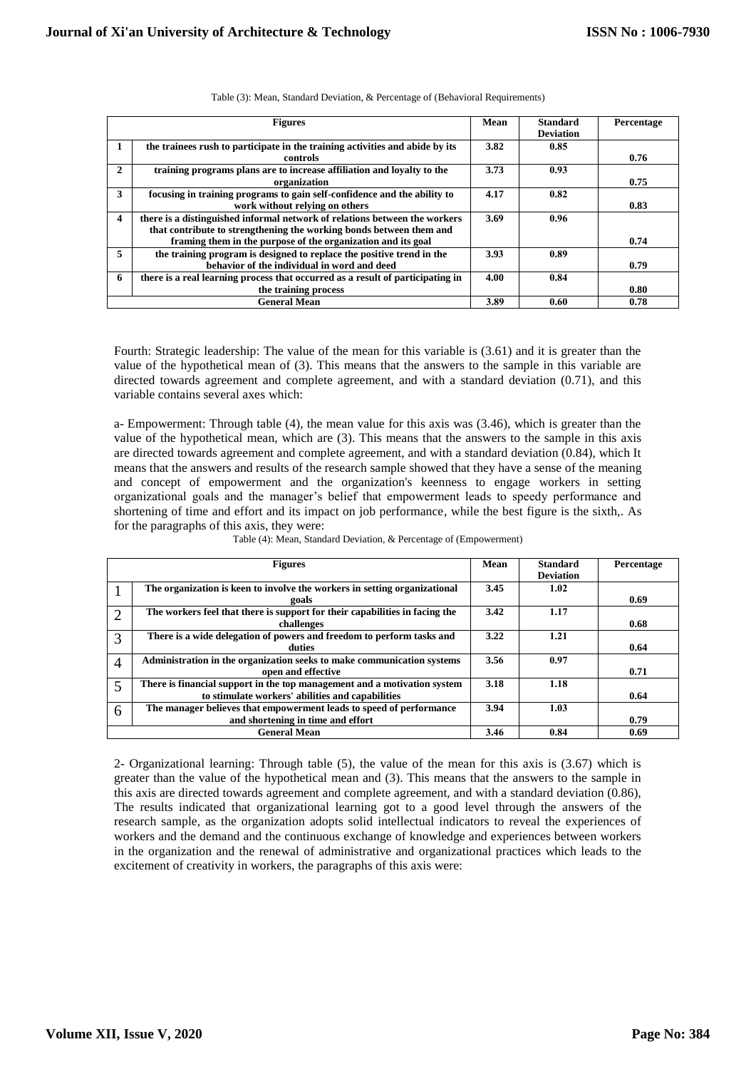Table (3): Mean, Standard Deviation, & Percentage of (Behavioral Requirements)

| | Figures | Mean | Standard Deviation | Percentage |
|---|---|---|---|---|
| 1 | the trainees rush to participate in the training activities and abide by its controls | 3.82 | 0.85 | 0.76 |
| 2 | training programs plans are to increase affiliation and loyalty to the organization | 3.73 | 0.93 | 0.75 |
| 3 | focusing in training programs to gain self-confidence and the ability to work without relying on others | 4.17 | 0.82 | 0.83 |
| 4 | there is a distinguished informal network of relations between the workers that contribute to strengthening the working bonds between them and framing them in the purpose of the organization and its goal | 3.69 | 0.96 | 0.74 |
| 5 | the training program is designed to replace the positive trend in the behavior of the individual in word and deed | 3.93 | 0.89 | 0.79 |
| 6 | there is a real learning process that occurred as a result of participating in the training process | 4.00 | 0.84 | 0.80 |
| General Mean | | 3.89 | 0.60 | 0.78 |

Fourth: Strategic leadership: The value of the mean for this variable is (3.61) and it is greater than the value of the hypothetical mean of (3). This means that the answers to the sample in this variable are directed towards agreement and complete agreement, and with a standard deviation (0.71), and this variable contains several axes which:

a- Empowerment: Through table (4), the mean value for this axis was (3.46), which is greater than the value of the hypothetical mean, which are (3). This means that the answers to the sample in this axis are directed towards agreement and complete agreement, and with a standard deviation (0.84), which It means that the answers and results of the research sample showed that they have a sense of the meaning and concept of empowerment and the organization's keenness to engage workers in setting organizational goals and the manager's belief that empowerment leads to speedy performance and shortening of time and effort and its impact on job performance, while the best figure is the sixth,. As for the paragraphs of this axis, they were:

Table (4): Mean, Standard Deviation, & Percentage of (Empowerment)

| | Figures | Mean | Standard Deviation | Percentage |
|---|---|---|---|---|
| 1 | The organization is keen to involve the workers in setting organizational goals | 3.45 | 1.02 | 0.69 |
| 2 | The workers feel that there is support for their capabilities in facing the challenges | 3.42 | 1.17 | 0.68 |
| 3 | There is a wide delegation of powers and freedom to perform tasks and duties | 3.22 | 1.21 | 0.64 |
| 4 | Administration in the organization seeks to make communication systems open and effective | 3.56 | 0.97 | 0.71 |
| 5 | There is financial support in the top management and a motivation system to stimulate workers' abilities and capabilities | 3.18 | 1.18 | 0.64 |
| 6 | The manager believes that empowerment leads to speed of performance and shortening in time and effort | 3.94 | 1.03 | 0.79 |
| General Mean | | 3.46 | 0.84 | 0.69 |

2- Organizational learning: Through table (5), the value of the mean for this axis is (3.67) which is greater than the value of the hypothetical mean and (3). This means that the answers to the sample in this axis are directed towards agreement and complete agreement, and with a standard deviation (0.86), The results indicated that organizational learning got to a good level through the answers of the research sample, as the organization adopts solid intellectual indicators to reveal the experiences of workers and the demand and the continuous exchange of knowledge and experiences between workers in the organization and the renewal of administrative and organizational practices which leads to the excitement of creativity in workers, the paragraphs of this axis were: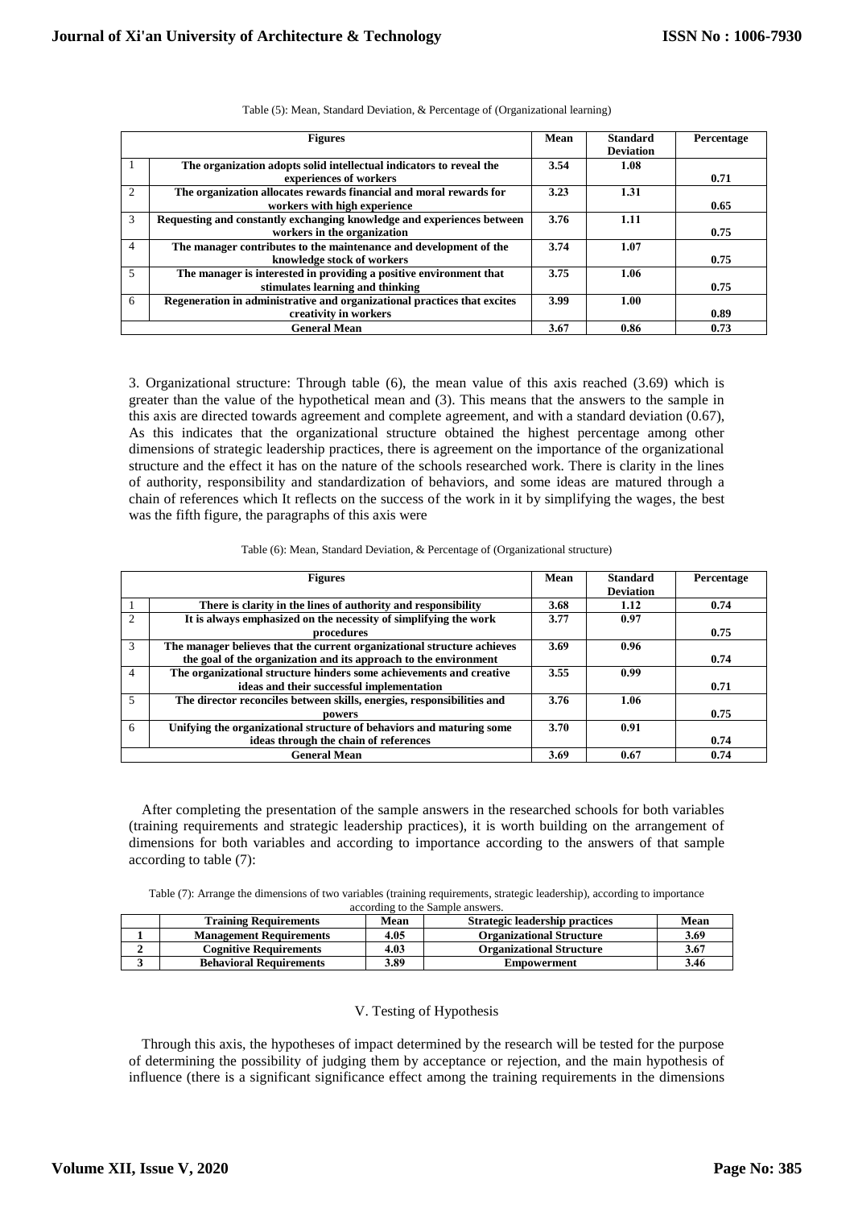Table (5): Mean, Standard Deviation, & Percentage of (Organizational learning)

| | Figures | Mean | Standard Deviation | Percentage |
|---|---|---|---|---|
| 1 | **The organization adopts solid intellectual indicators to reveal the experiences of workers** | **3.54** | **1.08** | **0.71** |
| 2 | **The organization allocates rewards financial and moral rewards for workers with high experience** | **3.23** | **1.31** | **0.65** |
| 3 | **Requesting and constantly exchanging knowledge and experiences between workers in the organization** | **3.76** | **1.11** | **0.75** |
| 4 | **The manager contributes to the maintenance and development of the knowledge stock of workers** | **3.74** | **1.07** | **0.75** |
| 5 | **The manager is interested in providing a positive environment that stimulates learning and thinking** | **3.75** | **1.06** | **0.75** |
| 6 | **Regeneration in administrative and organizational practices that excites creativity in workers** | **3.99** | **1.00** | **0.89** |
| **General Mean** | | **3.67** | **0.86** | **0.73** |

3. Organizational structure: Through table (6), the mean value of this axis reached (3.69) which is greater than the value of the hypothetical mean and (3). This means that the answers to the sample in this axis are directed towards agreement and complete agreement, and with a standard deviation (0.67), As this indicates that the organizational structure obtained the highest percentage among other dimensions of strategic leadership practices, there is agreement on the importance of the organizational structure and the effect it has on the nature of the schools researched work. There is clarity in the lines of authority, responsibility and standardization of behaviors, and some ideas are matured through a chain of references which It reflects on the success of the work in it by simplifying the wages, the best was the fifth figure, the paragraphs of this axis were

Table (6): Mean, Standard Deviation, & Percentage of (Organizational structure)

| | Figures | Mean | Standard Deviation | Percentage |
|---|---|---|---|---|
| 1 | **There is clarity in the lines of authority and responsibility** | **3.68** | **1.12** | **0.74** |
| 2 | **It is always emphasized on the necessity of simplifying the work procedures** | **3.77** | **0.97** | **0.75** |
| 3 | **The manager believes that the current organizational structure achieves the goal of the organization and its approach to the environment** | **3.69** | **0.96** | **0.74** |
| 4 | **The organizational structure hinders some achievements and creative ideas and their successful implementation** | **3.55** | **0.99** | **0.71** |
| 5 | **The director reconciles between skills, energies, responsibilities and powers** | **3.76** | **1.06** | **0.75** |
| 6 | **Unifying the organizational structure of behaviors and maturing some ideas through the chain of references** | **3.70** | **0.91** | **0.74** |
| **General Mean** | | **3.69** | **0.67** | **0.74** |

After completing the presentation of the sample answers in the researched schools for both variables (training requirements and strategic leadership practices), it is worth building on the arrangement of dimensions for both variables and according to importance according to the answers of that sample according to table (7):

Table (7): Arrange the dimensions of two variables (training requirements, strategic leadership), according to importance according to the Sample answers.

| | Training Requirements | Mean | Strategic leadership practices | Mean |
|---|---|---|---|---|
| **1** | **Management Requirements** | **4.05** | **Organizational Structure** | **3.69** |
| **2** | **Cognitive Requirements** | **4.03** | **Organizational Structure** | **3.67** |
| **3** | **Behavioral Requirements** | **3.89** | **Empowerment** | **3.46** |

## V. Testing of Hypothesis

Through this axis, the hypotheses of impact determined by the research will be tested for the purpose of determining the possibility of judging them by acceptance or rejection, and the main hypothesis of influence (there is a significant significance effect among the training requirements in the dimensions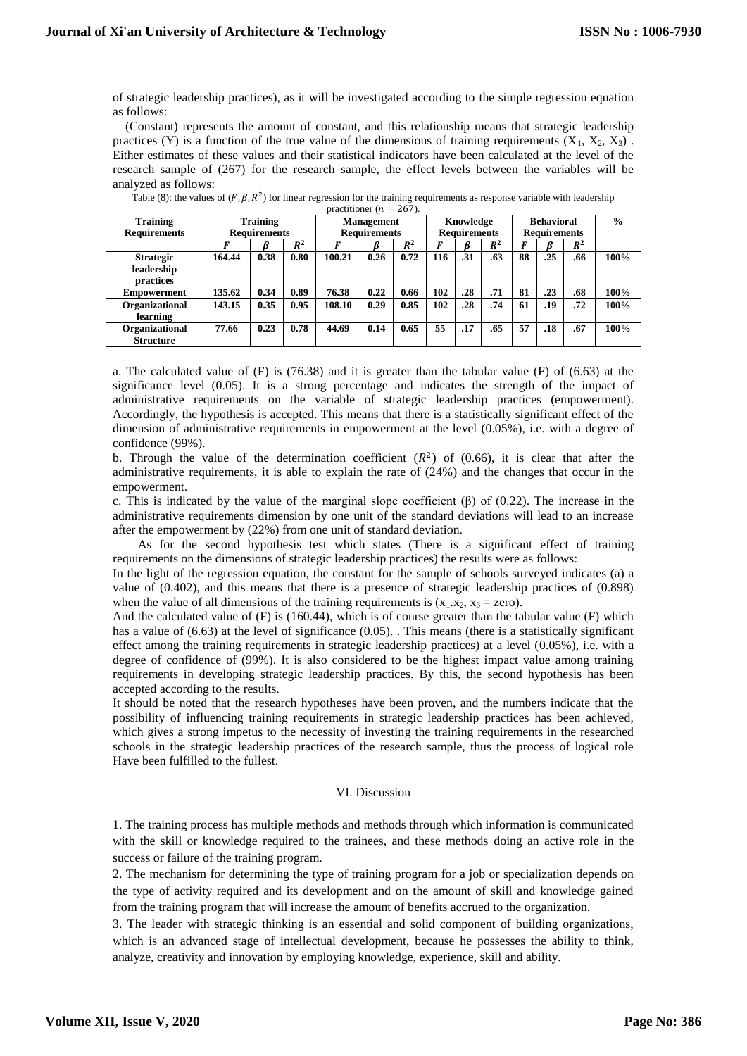of strategic leadership practices), as it will be investigated according to the simple regression equation as follows:

(Constant) represents the amount of constant, and this relationship means that strategic leadership practices (Y) is a function of the true value of the dimensions of training requirements ($X_1$, $X_2$, $X_3$) . Either estimates of these values and their statistical indicators have been calculated at the level of the research sample of (267) for the research sample, the effect levels between the variables will be analyzed as follows:

Table (8): the values of ($F, \beta, R^2$) for linear regression for the training requirements as response variable with leadership practitioner ($n = 267$).

| Training Requirements | Training Requirements | | | Management Requirements | | | Knowledge Requirements | | | Behavioral Requirements | | | % |
|---|---|---|---|---|---|---|---|---|---|---|---|---|---|
| | $F$ | $\beta$ | $R^2$ | $F$ | $\beta$ | $R^2$ | $F$ | $\beta$ | $R^2$ | $F$ | $\beta$ | $R^2$ | |
| **Strategic leadership practices** | 164.44 | 0.38 | 0.80 | 100.21 | 0.26 | 0.72 | 116 | .31 | .63 | 88 | .25 | .66 | 100% |
| **Empowerment** | 135.62 | 0.34 | 0.89 | 76.38 | 0.22 | 0.66 | 102 | .28 | .71 | 81 | .23 | .68 | 100% |
| **Organizational learning** | 143.15 | 0.35 | 0.95 | 108.10 | 0.29 | 0.85 | 102 | .28 | .74 | 61 | .19 | .72 | 100% |
| **Organizational Structure** | 77.66 | 0.23 | 0.78 | 44.69 | 0.14 | 0.65 | 55 | .17 | .65 | 57 | .18 | .67 | 100% |

a. The calculated value of (F) is (76.38) and it is greater than the tabular value (F) of (6.63) at the significance level (0.05). It is a strong percentage and indicates the strength of the impact of administrative requirements on the variable of strategic leadership practices (empowerment). Accordingly, the hypothesis is accepted. This means that there is a statistically significant effect of the dimension of administrative requirements in empowerment at the level (0.05%), i.e. with a degree of confidence (99%).

b. Through the value of the determination coefficient ($R^2$) of (0.66), it is clear that after the administrative requirements, it is able to explain the rate of (24%) and the changes that occur in the empowerment.

c. This is indicated by the value of the marginal slope coefficient (β) of (0.22). The increase in the administrative requirements dimension by one unit of the standard deviations will lead to an increase after the empowerment by (22%) from one unit of standard deviation.

As for the second hypothesis test which states (There is a significant effect of training requirements on the dimensions of strategic leadership practices) the results were as follows:

In the light of the regression equation, the constant for the sample of schools surveyed indicates (a) a value of (0.402), and this means that there is a presence of strategic leadership practices of (0.898) when the value of all dimensions of the training requirements is ($x_1.x_2$, $x_3$ = zero).

And the calculated value of (F) is (160.44), which is of course greater than the tabular value (F) which has a value of (6.63) at the level of significance (0.05). . This means (there is a statistically significant effect among the training requirements in strategic leadership practices) at a level (0.05%), i.e. with a degree of confidence of (99%). It is also considered to be the highest impact value among training requirements in developing strategic leadership practices. By this, the second hypothesis has been accepted according to the results.

It should be noted that the research hypotheses have been proven, and the numbers indicate that the possibility of influencing training requirements in strategic leadership practices has been achieved, which gives a strong impetus to the necessity of investing the training requirements in the researched schools in the strategic leadership practices of the research sample, thus the process of logical role Have been fulfilled to the fullest.

## VI. Discussion

1. The training process has multiple methods and methods through which information is communicated with the skill or knowledge required to the trainees, and these methods doing an active role in the success or failure of the training program.

2. The mechanism for determining the type of training program for a job or specialization depends on the type of activity required and its development and on the amount of skill and knowledge gained from the training program that will increase the amount of benefits accrued to the organization.

3. The leader with strategic thinking is an essential and solid component of building organizations, which is an advanced stage of intellectual development, because he possesses the ability to think, analyze, creativity and innovation by employing knowledge, experience, skill and ability.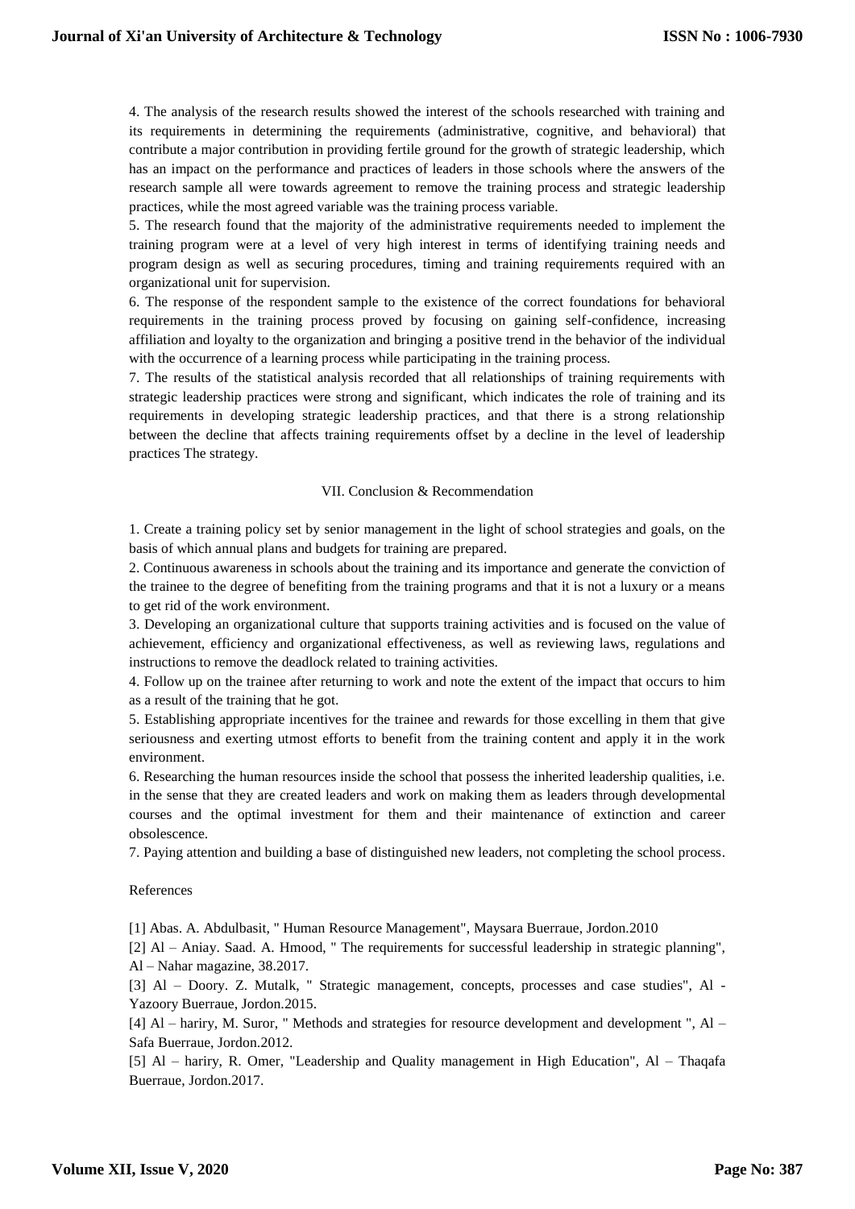4. The analysis of the research results showed the interest of the schools researched with training and its requirements in determining the requirements (administrative, cognitive, and behavioral) that contribute a major contribution in providing fertile ground for the growth of strategic leadership, which has an impact on the performance and practices of leaders in those schools where the answers of the research sample all were towards agreement to remove the training process and strategic leadership practices, while the most agreed variable was the training process variable.

5. The research found that the majority of the administrative requirements needed to implement the training program were at a level of very high interest in terms of identifying training needs and program design as well as securing procedures, timing and training requirements required with an organizational unit for supervision.

6. The response of the respondent sample to the existence of the correct foundations for behavioral requirements in the training process proved by focusing on gaining self-confidence, increasing affiliation and loyalty to the organization and bringing a positive trend in the behavior of the individual with the occurrence of a learning process while participating in the training process.

7. The results of the statistical analysis recorded that all relationships of training requirements with strategic leadership practices were strong and significant, which indicates the role of training and its requirements in developing strategic leadership practices, and that there is a strong relationship between the decline that affects training requirements offset by a decline in the level of leadership practices The strategy.

## VII. Conclusion & Recommendation

1. Create a training policy set by senior management in the light of school strategies and goals, on the basis of which annual plans and budgets for training are prepared.

2. Continuous awareness in schools about the training and its importance and generate the conviction of the trainee to the degree of benefiting from the training programs and that it is not a luxury or a means to get rid of the work environment.

3. Developing an organizational culture that supports training activities and is focused on the value of achievement, efficiency and organizational effectiveness, as well as reviewing laws, regulations and instructions to remove the deadlock related to training activities.

4. Follow up on the trainee after returning to work and note the extent of the impact that occurs to him as a result of the training that he got.

5. Establishing appropriate incentives for the trainee and rewards for those excelling in them that give seriousness and exerting utmost efforts to benefit from the training content and apply it in the work environment.

6. Researching the human resources inside the school that possess the inherited leadership qualities, i.e. in the sense that they are created leaders and work on making them as leaders through developmental courses and the optimal investment for them and their maintenance of extinction and career obsolescence.

7. Paying attention and building a base of distinguished new leaders, not completing the school process.

## References

[1] Abas. A. Abdulbasit, " Human Resource Management", Maysara Buerraue, Jordon.2010

[2] Al – Aniay. Saad. A. Hmood, " The requirements for successful leadership in strategic planning", Al – Nahar magazine, 38.2017.

[3] Al – Doory. Z. Mutalk, " Strategic management, concepts, processes and case studies", Al - Yazoory Buerraue, Jordon.2015.

[4] Al – hariry, M. Suror, " Methods and strategies for resource development and development ", Al – Safa Buerraue, Jordon.2012.

[5] Al – hariry, R. Omer, "Leadership and Quality management in High Education", Al – Thaqafa Buerraue, Jordon.2017.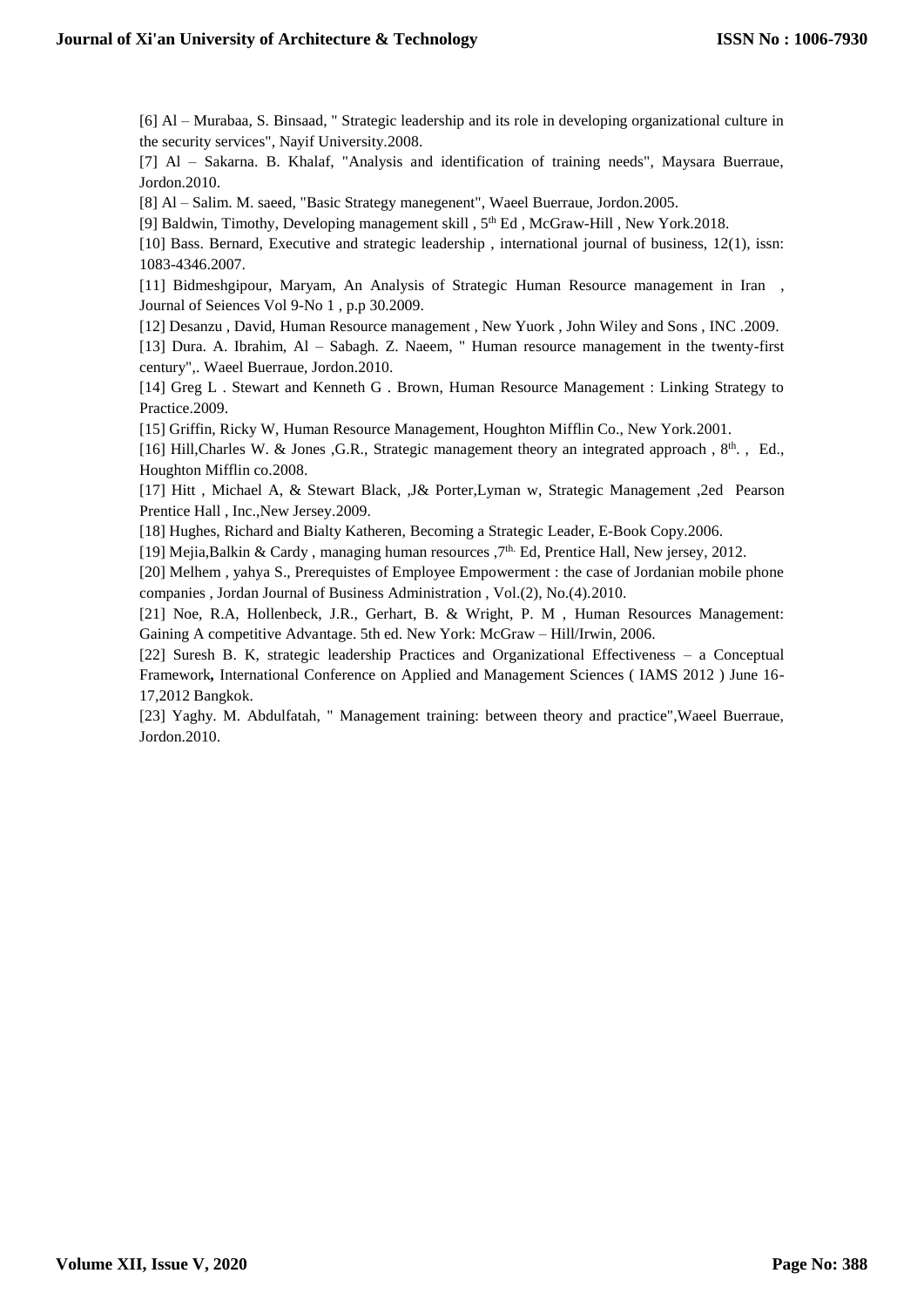[6] Al – Murabaa, S. Binsaad, " Strategic leadership and its role in developing organizational culture in the security services", Nayif University.2008.

[7] Al – Sakarna. B. Khalaf, "Analysis and identification of training needs", Maysara Buerraue, Jordon.2010.

[8] Al – Salim. M. saeed, "Basic Strategy manegenent", Waeel Buerraue, Jordon.2005.

[9] Baldwin, Timothy, Developing management skill , 5th Ed , McGraw-Hill , New York.2018.

[10] Bass. Bernard, Executive and strategic leadership , international journal of business, 12(1), issn: 1083-4346.2007.

[11] Bidmeshgipour, Maryam, An Analysis of Strategic Human Resource management in Iran , Journal of Seiences Vol 9-No 1 , p.p 30.2009.

[12] Desanzu , David, Human Resource management , New Yuork , John Wiley and Sons , INC .2009.

[13] Dura. A. Ibrahim, Al – Sabagh. Z. Naeem, " Human resource management in the twenty-first century",. Waeel Buerraue, Jordon.2010.

[14] Greg L . Stewart and Kenneth G . Brown, Human Resource Management : Linking Strategy to Practice.2009.

[15] Griffin, Ricky W, Human Resource Management, Houghton Mifflin Co., New York.2001.

[16] Hill,Charles W. & Jones ,G.R., Strategic management theory an integrated approach , 8th. , Ed., Houghton Mifflin co.2008.

[17] Hitt , Michael A, & Stewart Black, ,J& Porter,Lyman w, Strategic Management ,2ed Pearson Prentice Hall , Inc.,New Jersey.2009.

[18] Hughes, Richard and Bialty Katheren, Becoming a Strategic Leader, E-Book Copy.2006.

[19] Mejia,Balkin & Cardy , managing human resources ,7th. Ed, Prentice Hall, New jersey, 2012.

[20] Melhem , yahya S., Prerequistes of Employee Empowerment : the case of Jordanian mobile phone companies , Jordan Journal of Business Administration , Vol.(2), No.(4).2010.

[21] Noe, R.A, Hollenbeck, J.R., Gerhart, B. & Wright, P. M , Human Resources Management: Gaining A competitive Advantage. 5th ed. New York: McGraw – Hill/Irwin, 2006.

[22] Suresh B. K, strategic leadership Practices and Organizational Effectiveness – a Conceptual Framework**,** International Conference on Applied and Management Sciences ( IAMS 2012 ) June 16-17,2012 Bangkok.

[23] Yaghy. M. Abdulfatah, " Management training: between theory and practice",Waeel Buerraue, Jordon.2010.